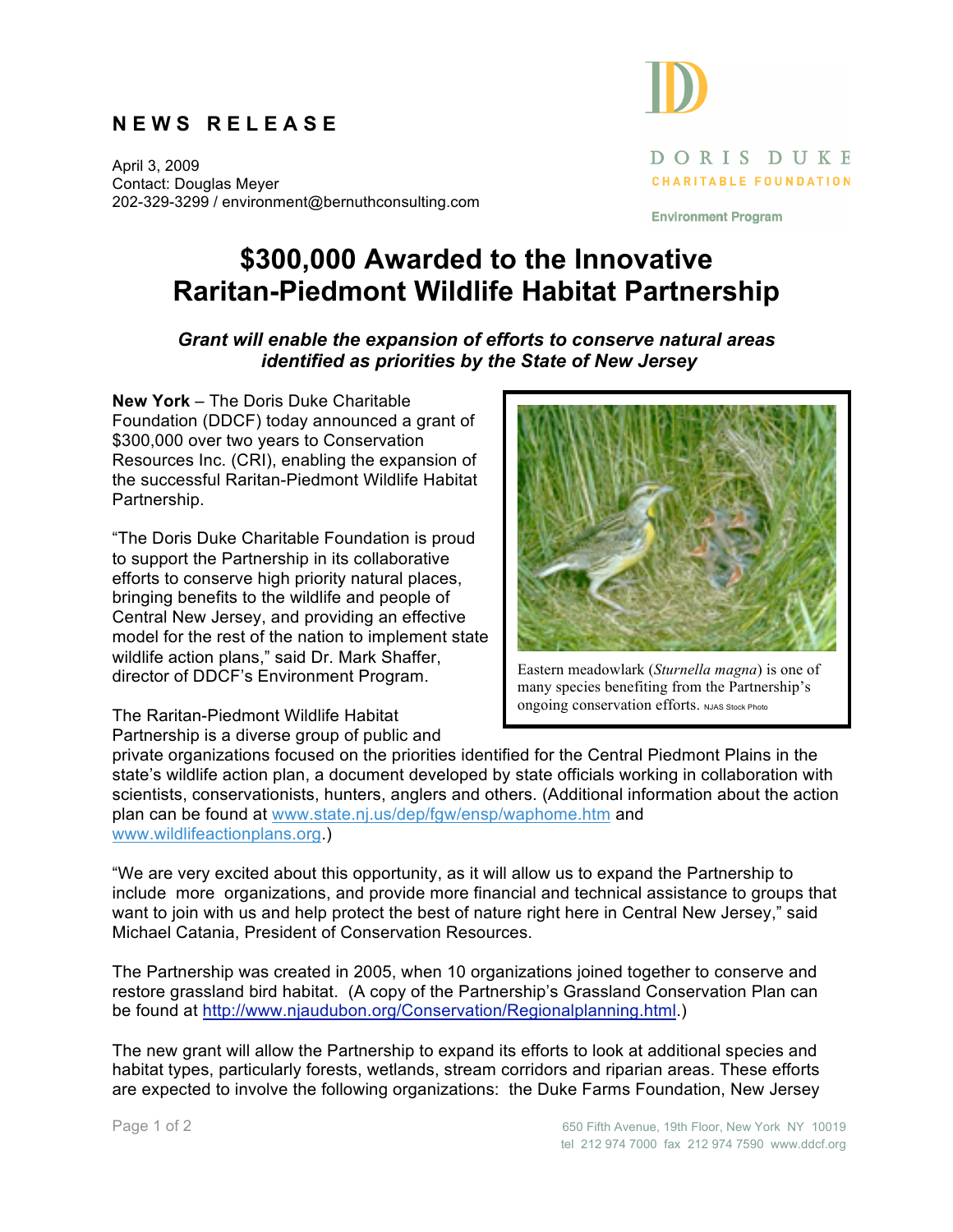# NEWS RELEASE

April 3, 2009
Contact: Douglas Meyer
202-329-3299 / environment@bernuthconsulting.com

DORIS DUKE
CHARITABLE FOUNDATION
Environment Program

# $300,000 Awarded to the Innovative Raritan-Piedmont Wildlife Habitat Partnership

***Grant will enable the expansion of efforts to conserve natural areas identified as priorities by the State of New Jersey***

**New York** – The Doris Duke Charitable Foundation (DDCF) today announced a grant of $300,000 over two years to Conservation Resources Inc. (CRI), enabling the expansion of the successful Raritan-Piedmont Wildlife Habitat Partnership.

"The Doris Duke Charitable Foundation is proud to support the Partnership in its collaborative efforts to conserve high priority natural places, bringing benefits to the wildlife and people of Central New Jersey, and providing an effective model for the rest of the nation to implement state wildlife action plans," said Dr. Mark Shaffer, director of DDCF's Environment Program.

Eastern meadowlark (*Sturnella magna*) is one of many species benefiting from the Partnership's ongoing conservation efforts. NJAS Stock Photo

The Raritan-Piedmont Wildlife Habitat Partnership is a diverse group of public and private organizations focused on the priorities identified for the Central Piedmont Plains in the state's wildlife action plan, a document developed by state officials working in collaboration with scientists, conservationists, hunters, anglers and others. (Additional information about the action plan can be found at www.state.nj.us/dep/fgw/ensp/waphome.htm and www.wildlifeactionplans.org.)

"We are very excited about this opportunity, as it will allow us to expand the Partnership to include more organizations, and provide more financial and technical assistance to groups that want to join with us and help protect the best of nature right here in Central New Jersey," said Michael Catania, President of Conservation Resources.

The Partnership was created in 2005, when 10 organizations joined together to conserve and restore grassland bird habitat. (A copy of the Partnership's Grassland Conservation Plan can be found at http://www.njaudubon.org/Conservation/Regionalplanning.html.)

The new grant will allow the Partnership to expand its efforts to look at additional species and habitat types, particularly forests, wetlands, stream corridors and riparian areas. These efforts are expected to involve the following organizations: the Duke Farms Foundation, New Jersey

650 Fifth Avenue, 19th Floor, New York NY 10019
tel 212 974 7000 fax 212 974 7590 www.ddcf.org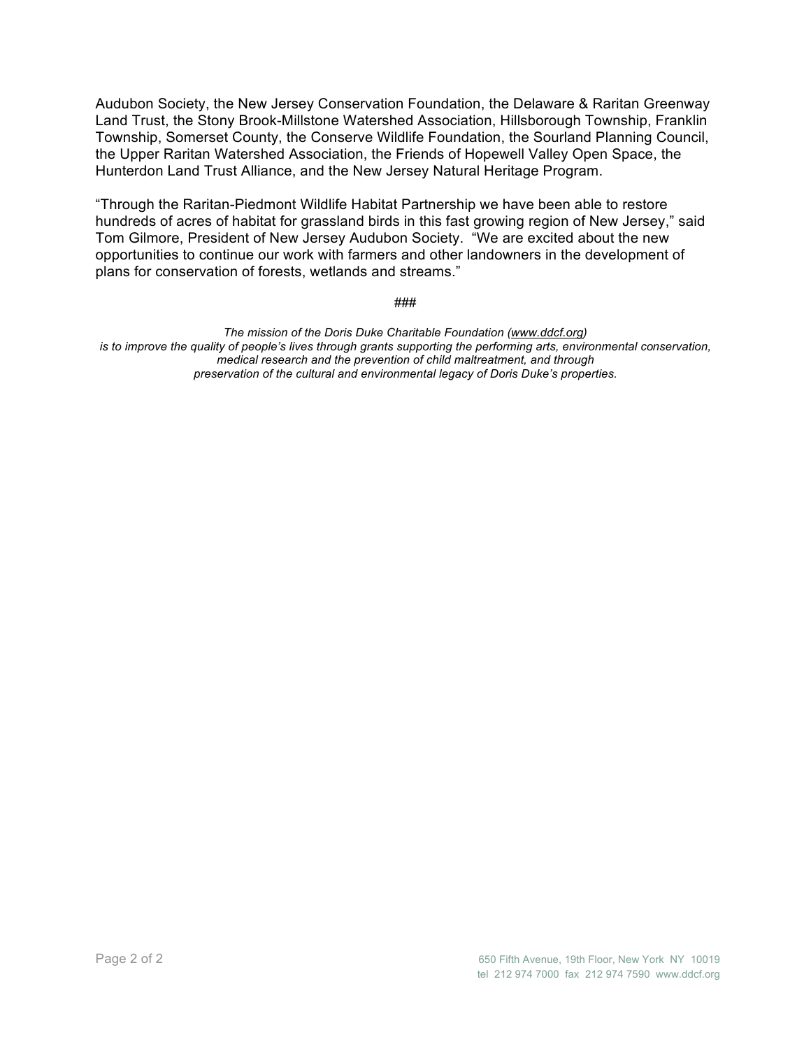Audubon Society, the New Jersey Conservation Foundation, the Delaware & Raritan Greenway Land Trust, the Stony Brook-Millstone Watershed Association, Hillsborough Township, Franklin Township, Somerset County, the Conserve Wildlife Foundation, the Sourland Planning Council, the Upper Raritan Watershed Association, the Friends of Hopewell Valley Open Space, the Hunterdon Land Trust Alliance, and the New Jersey Natural Heritage Program.

"Through the Raritan-Piedmont Wildlife Habitat Partnership we have been able to restore hundreds of acres of habitat for grassland birds in this fast growing region of New Jersey," said Tom Gilmore, President of New Jersey Audubon Society. "We are excited about the new opportunities to continue our work with farmers and other landowners in the development of plans for conservation of forests, wetlands and streams."

###

*The mission of the Doris Duke Charitable Foundation (www.ddcf.org) is to improve the quality of people's lives through grants supporting the performing arts, environmental conservation, medical research and the prevention of child maltreatment, and through preservation of the cultural and environmental legacy of Doris Duke's properties.*

650 Fifth Avenue, 19th Floor, New York NY 10019
tel 212 974 7000 fax 212 974 7590 www.ddcf.org